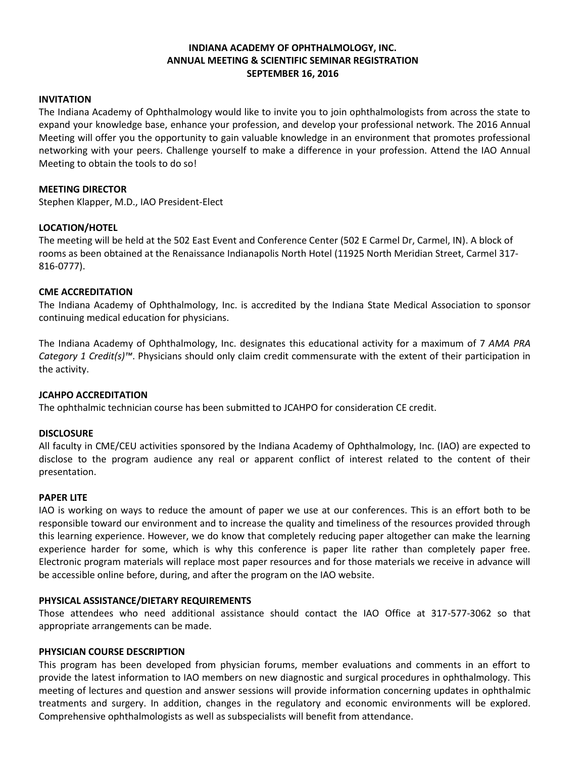# INDIANA ACADEMY OF OPHTHALMOLOGY, INC.
## ANNUAL MEETING & SCIENTIFIC SEMINAR REGISTRATION
## SEPTEMBER 16, 2016

**INVITATION**

The Indiana Academy of Ophthalmology would like to invite you to join ophthalmologists from across the state to expand your knowledge base, enhance your profession, and develop your professional network. The 2016 Annual Meeting will offer you the opportunity to gain valuable knowledge in an environment that promotes professional networking with your peers. Challenge yourself to make a difference in your profession. Attend the IAO Annual Meeting to obtain the tools to do so!

**MEETING DIRECTOR**

Stephen Klapper, M.D., IAO President-Elect

**LOCATION/HOTEL**

The meeting will be held at the 502 East Event and Conference Center (502 E Carmel Dr, Carmel, IN). A block of rooms as been obtained at the Renaissance Indianapolis North Hotel (11925 North Meridian Street, Carmel 317-816-0777).

**CME ACCREDITATION**

The Indiana Academy of Ophthalmology, Inc. is accredited by the Indiana State Medical Association to sponsor continuing medical education for physicians.

The Indiana Academy of Ophthalmology, Inc. designates this educational activity for a maximum of 7 *AMA PRA Category 1 Credit(s)™*. Physicians should only claim credit commensurate with the extent of their participation in the activity.

**JCAHPO ACCREDITATION**

The ophthalmic technician course has been submitted to JCAHPO for consideration CE credit.

**DISCLOSURE**

All faculty in CME/CEU activities sponsored by the Indiana Academy of Ophthalmology, Inc. (IAO) are expected to disclose to the program audience any real or apparent conflict of interest related to the content of their presentation.

**PAPER LITE**

IAO is working on ways to reduce the amount of paper we use at our conferences. This is an effort both to be responsible toward our environment and to increase the quality and timeliness of the resources provided through this learning experience. However, we do know that completely reducing paper altogether can make the learning experience harder for some, which is why this conference is paper lite rather than completely paper free. Electronic program materials will replace most paper resources and for those materials we receive in advance will be accessible online before, during, and after the program on the IAO website.

**PHYSICAL ASSISTANCE/DIETARY REQUIREMENTS**

Those attendees who need additional assistance should contact the IAO Office at 317-577-3062 so that appropriate arrangements can be made.

**PHYSICIAN COURSE DESCRIPTION**

This program has been developed from physician forums, member evaluations and comments in an effort to provide the latest information to IAO members on new diagnostic and surgical procedures in ophthalmology. This meeting of lectures and question and answer sessions will provide information concerning updates in ophthalmic treatments and surgery. In addition, changes in the regulatory and economic environments will be explored. Comprehensive ophthalmologists as well as subspecialists will benefit from attendance.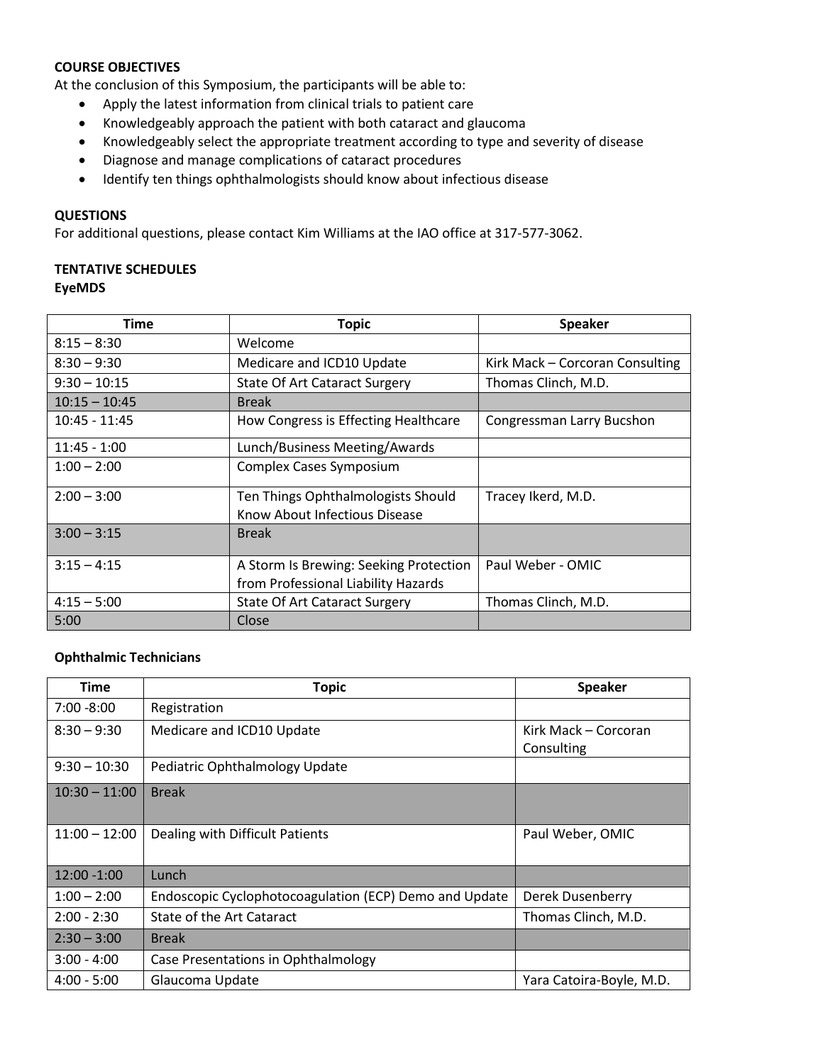**COURSE OBJECTIVES**

At the conclusion of this Symposium, the participants will be able to:

- Apply the latest information from clinical trials to patient care
- Knowledgeably approach the patient with both cataract and glaucoma
- Knowledgeably select the appropriate treatment according to type and severity of disease
- Diagnose and manage complications of cataract procedures
- Identify ten things ophthalmologists should know about infectious disease

**QUESTIONS**

For additional questions, please contact Kim Williams at the IAO office at 317-577-3062.

**TENTATIVE SCHEDULES**

**EyeMDS**

| Time | Topic | Speaker |
|---|---|---|
| 8:15 – 8:30 | Welcome | |
| 8:30 – 9:30 | Medicare and ICD10 Update | Kirk Mack – Corcoran Consulting |
| 9:30 – 10:15 | State Of Art Cataract Surgery | Thomas Clinch, M.D. |
| 10:15 – 10:45 | Break | |
| 10:45 - 11:45 | How Congress is Effecting Healthcare | Congressman Larry Bucshon |
| 11:45 - 1:00 | Lunch/Business Meeting/Awards | |
| 1:00 – 2:00 | Complex Cases Symposium | |
| 2:00 – 3:00 | Ten Things Ophthalmologists Should Know About Infectious Disease | Tracey Ikerd, M.D. |
| 3:00 – 3:15 | Break | |
| 3:15 – 4:15 | A Storm Is Brewing: Seeking Protection from Professional Liability Hazards | Paul Weber - OMIC |
| 4:15 – 5:00 | State Of Art Cataract Surgery | Thomas Clinch, M.D. |
| 5:00 | Close | |

**Ophthalmic Technicians**

| Time | Topic | Speaker |
|---|---|---|
| 7:00 -8:00 | Registration | |
| 8:30 – 9:30 | Medicare and ICD10 Update | Kirk Mack – Corcoran Consulting |
| 9:30 – 10:30 | Pediatric Ophthalmology Update | |
| 10:30 – 11:00 | Break | |
| 11:00 – 12:00 | Dealing with Difficult Patients | Paul Weber, OMIC |
| 12:00 -1:00 | Lunch | |
| 1:00 – 2:00 | Endoscopic Cyclophotocoagulation (ECP) Demo and Update | Derek Dusenberry |
| 2:00 - 2:30 | State of the Art Cataract | Thomas Clinch, M.D. |
| 2:30 – 3:00 | Break | |
| 3:00 - 4:00 | Case Presentations in Ophthalmology | |
| 4:00 - 5:00 | Glaucoma Update | Yara Catoira-Boyle, M.D. |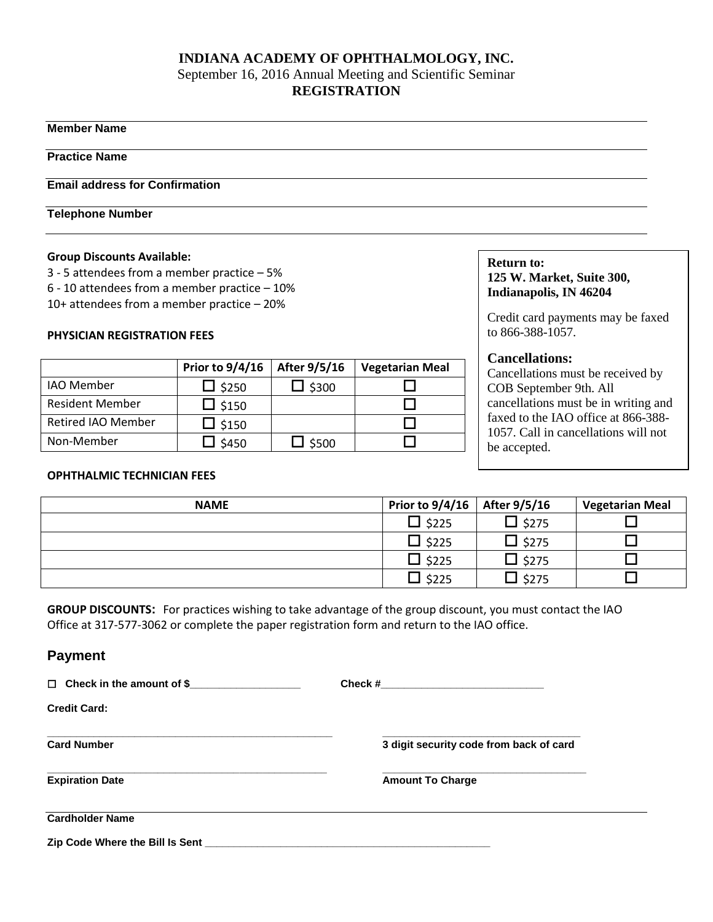# INDIANA ACADEMY OF OPHTHALMOLOGY, INC.

September 16, 2016 Annual Meeting and Scientific Seminar

**REGISTRATION**

**Member Name**

**Practice Name**

**Email address for Confirmation**

**Telephone Number**

**Group Discounts Available:**

3 - 5 attendees from a member practice – 5%
6 - 10 attendees from a member practice – 10%
10+ attendees from a member practice – 20%

**PHYSICIAN REGISTRATION FEES**

| | Prior to 9/4/16 | After 9/5/16 | Vegetarian Meal |
|---|---|---|---|
| IAO Member | ☐ $250 | ☐ $300 | ☐ |
| Resident Member | ☐ $150 | | ☐ |
| Retired IAO Member | ☐ $150 | | ☐ |
| Non-Member | ☐ $450 | ☐ $500 | ☐ |

**Return to:**
**125 W. Market, Suite 300,**
**Indianapolis, IN 46204**

Credit card payments may be faxed to 866-388-1057.

**Cancellations:**
Cancellations must be received by COB September 9th. All cancellations must be in writing and faxed to the IAO office at 866-388-1057. Call in cancellations will not be accepted.

**OPHTHALMIC TECHNICIAN FEES**

| NAME | Prior to 9/4/16 | After 9/5/16 | Vegetarian Meal |
|---|---|---|---|
| | ☐ $225 | ☐ $275 | ☐ |
| | ☐ $225 | ☐ $275 | ☐ |
| | ☐ $225 | ☐ $275 | ☐ |
| | ☐ $225 | ☐ $275 | ☐ |

**GROUP DISCOUNTS:** For practices wishing to take advantage of the group discount, you must contact the IAO Office at 317-577-3062 or complete the paper registration form and return to the IAO office.

## Payment

☐ **Check in the amount of $**___________________ **Check #**___________________________

**Credit Card:**

**Card Number** ________________________________

**3 digit security code from back of card** ________________________________

**Expiration Date** ________________________________

**Amount To Charge** ________________________________

**Cardholder Name**

**Zip Code Where the Bill Is Sent** ___________________________________________________